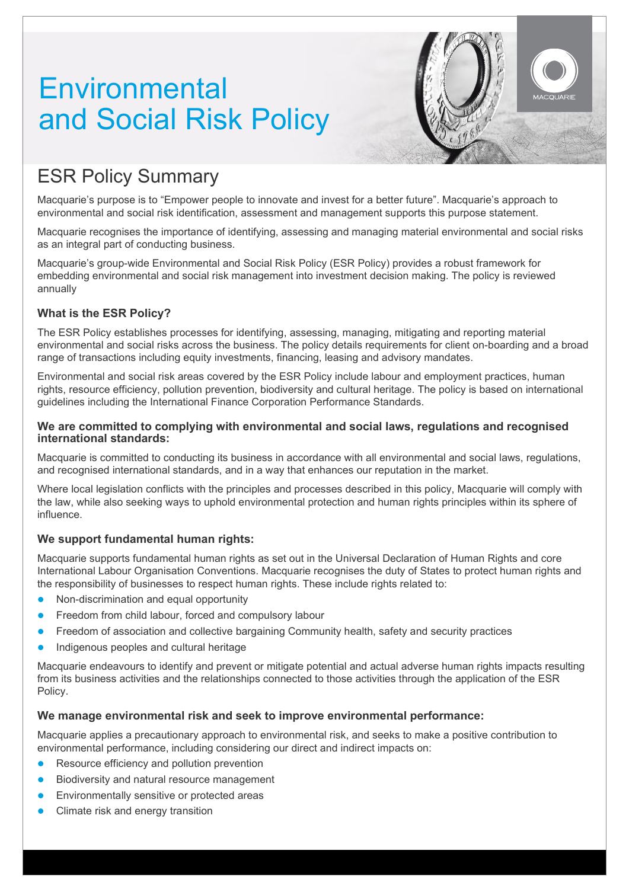# Environmental and Social Risk Policy

## ESR Policy Summary

Macquarie's purpose is to "Empower people to innovate and invest for a better future". Macquarie's approach to environmental and social risk identification, assessment and management supports this purpose statement.

Macquarie recognises the importance of identifying, assessing and managing material environmental and social risks as an integral part of conducting business.

Macquarie's group-wide Environmental and Social Risk Policy (ESR Policy) provides a robust framework for embedding environmental and social risk management into investment decision making. The policy is reviewed annually

### What is the ESR Policy?

The ESR Policy establishes processes for identifying, assessing, managing, mitigating and reporting material environmental and social risks across the business. The policy details requirements for client on-boarding and a broad range of transactions including equity investments, financing, leasing and advisory mandates.

Environmental and social risk areas covered by the ESR Policy include labour and employment practices, human rights, resource efficiency, pollution prevention, biodiversity and cultural heritage. The policy is based on international guidelines including the International Finance Corporation Performance Standards.

### We are committed to complying with environmental and social laws, regulations and recognised international standards:

Macquarie is committed to conducting its business in accordance with all environmental and social laws, regulations, and recognised international standards, and in a way that enhances our reputation in the market.

Where local legislation conflicts with the principles and processes described in this policy, Macquarie will comply with the law, while also seeking ways to uphold environmental protection and human rights principles within its sphere of influence.

### We support fundamental human rights:

Macquarie supports fundamental human rights as set out in the Universal Declaration of Human Rights and core International Labour Organisation Conventions. Macquarie recognises the duty of States to protect human rights and the responsibility of businesses to respect human rights. These include rights related to:

- Non-discrimination and equal opportunity
- Freedom from child labour, forced and compulsory labour
- Freedom of association and collective bargaining Community health, safety and security practices
- Indigenous peoples and cultural heritage

Macquarie endeavours to identify and prevent or mitigate potential and actual adverse human rights impacts resulting from its business activities and the relationships connected to those activities through the application of the ESR Policy.

### We manage environmental risk and seek to improve environmental performance:

Macquarie applies a precautionary approach to environmental risk, and seeks to make a positive contribution to environmental performance, including considering our direct and indirect impacts on:

- Resource efficiency and pollution prevention
- Biodiversity and natural resource management
- Environmentally sensitive or protected areas
- Climate risk and energy transition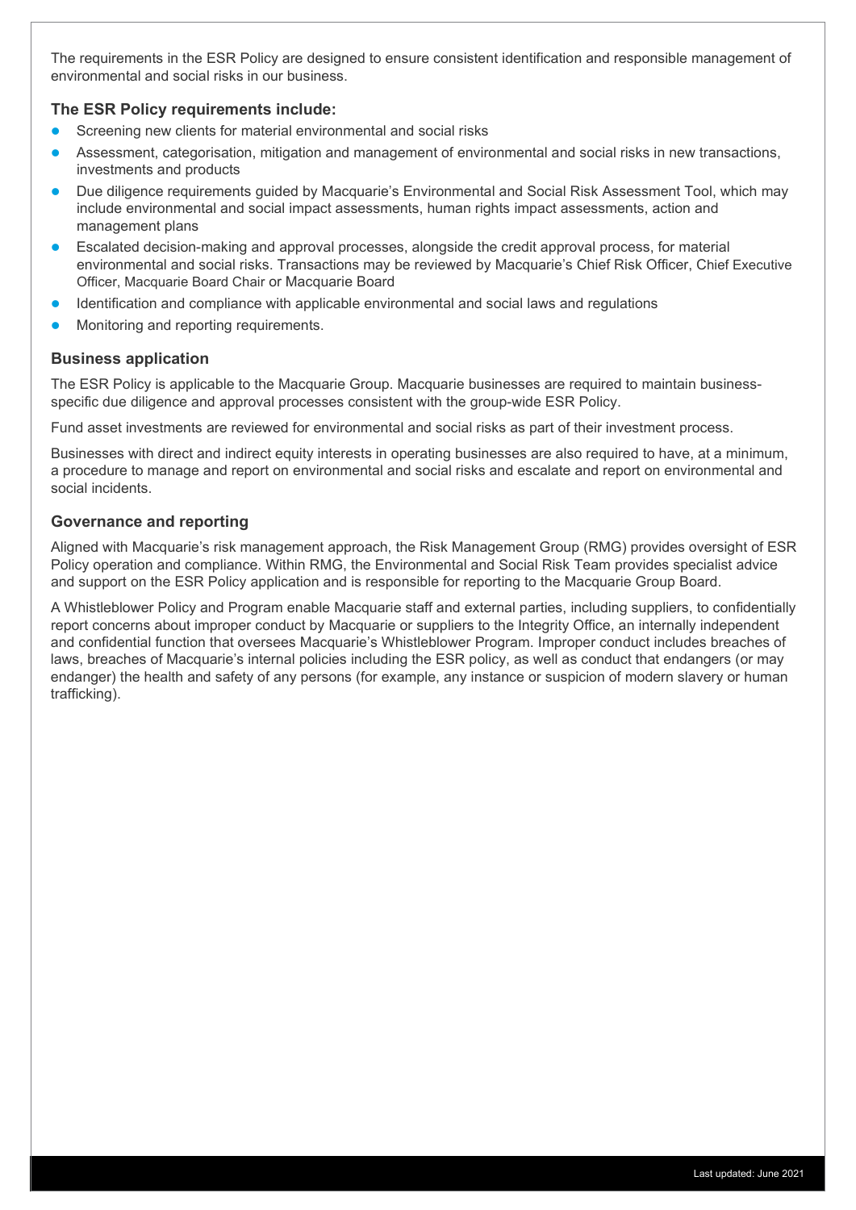The requirements in the ESR Policy are designed to ensure consistent identification and responsible management of environmental and social risks in our business.

### The ESR Policy requirements include:

- Screening new clients for material environmental and social risks
- Assessment, categorisation, mitigation and management of environmental and social risks in new transactions, investments and products
- Due diligence requirements guided by Macquarie's Environmental and Social Risk Assessment Tool, which may include environmental and social impact assessments, human rights impact assessments, action and management plans
- Escalated decision-making and approval processes, alongside the credit approval process, for material environmental and social risks. Transactions may be reviewed by Macquarie's Chief Risk Officer, Chief Executive Officer, Macquarie Board Chair or Macquarie Board
- Identification and compliance with applicable environmental and social laws and regulations
- Monitoring and reporting requirements.

### Business application

The ESR Policy is applicable to the Macquarie Group. Macquarie businesses are required to maintain business-specific due diligence and approval processes consistent with the group-wide ESR Policy.

Fund asset investments are reviewed for environmental and social risks as part of their investment process.

Businesses with direct and indirect equity interests in operating businesses are also required to have, at a minimum, a procedure to manage and report on environmental and social risks and escalate and report on environmental and social incidents.

### Governance and reporting

Aligned with Macquarie's risk management approach, the Risk Management Group (RMG) provides oversight of ESR Policy operation and compliance. Within RMG, the Environmental and Social Risk Team provides specialist advice and support on the ESR Policy application and is responsible for reporting to the Macquarie Group Board.

A Whistleblower Policy and Program enable Macquarie staff and external parties, including suppliers, to confidentially report concerns about improper conduct by Macquarie or suppliers to the Integrity Office, an internally independent and confidential function that oversees Macquarie's Whistleblower Program. Improper conduct includes breaches of laws, breaches of Macquarie's internal policies including the ESR policy, as well as conduct that endangers (or may endanger) the health and safety of any persons (for example, any instance or suspicion of modern slavery or human trafficking).

Last updated: June 2021